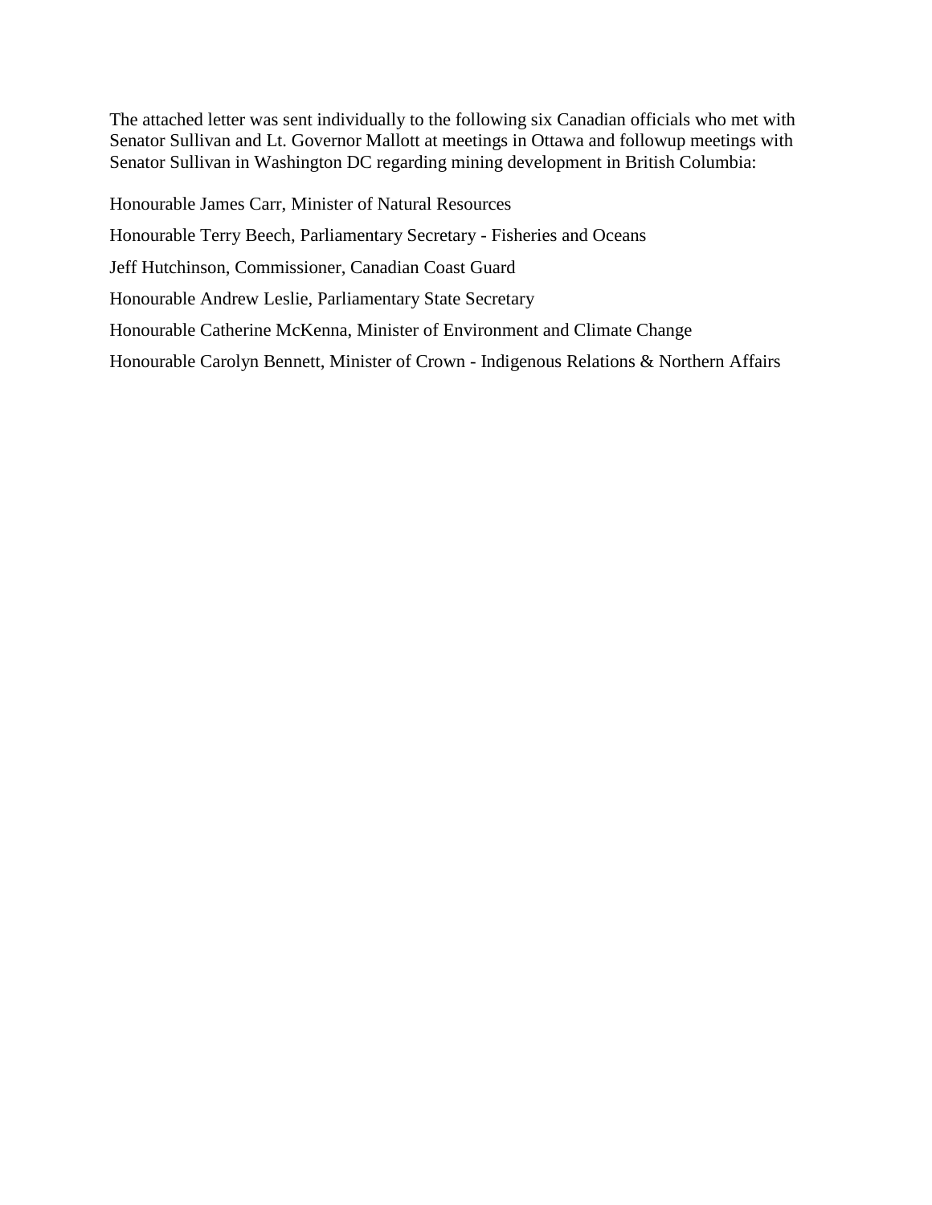The attached letter was sent individually to the following six Canadian officials who met with Senator Sullivan and Lt. Governor Mallott at meetings in Ottawa and followup meetings with Senator Sullivan in Washington DC regarding mining development in British Columbia:

Honourable James Carr, Minister of Natural Resources

Honourable Terry Beech, Parliamentary Secretary - Fisheries and Oceans

Jeff Hutchinson, Commissioner, Canadian Coast Guard

Honourable Andrew Leslie, Parliamentary State Secretary

Honourable Catherine McKenna, Minister of Environment and Climate Change

Honourable Carolyn Bennett, Minister of Crown - Indigenous Relations & Northern Affairs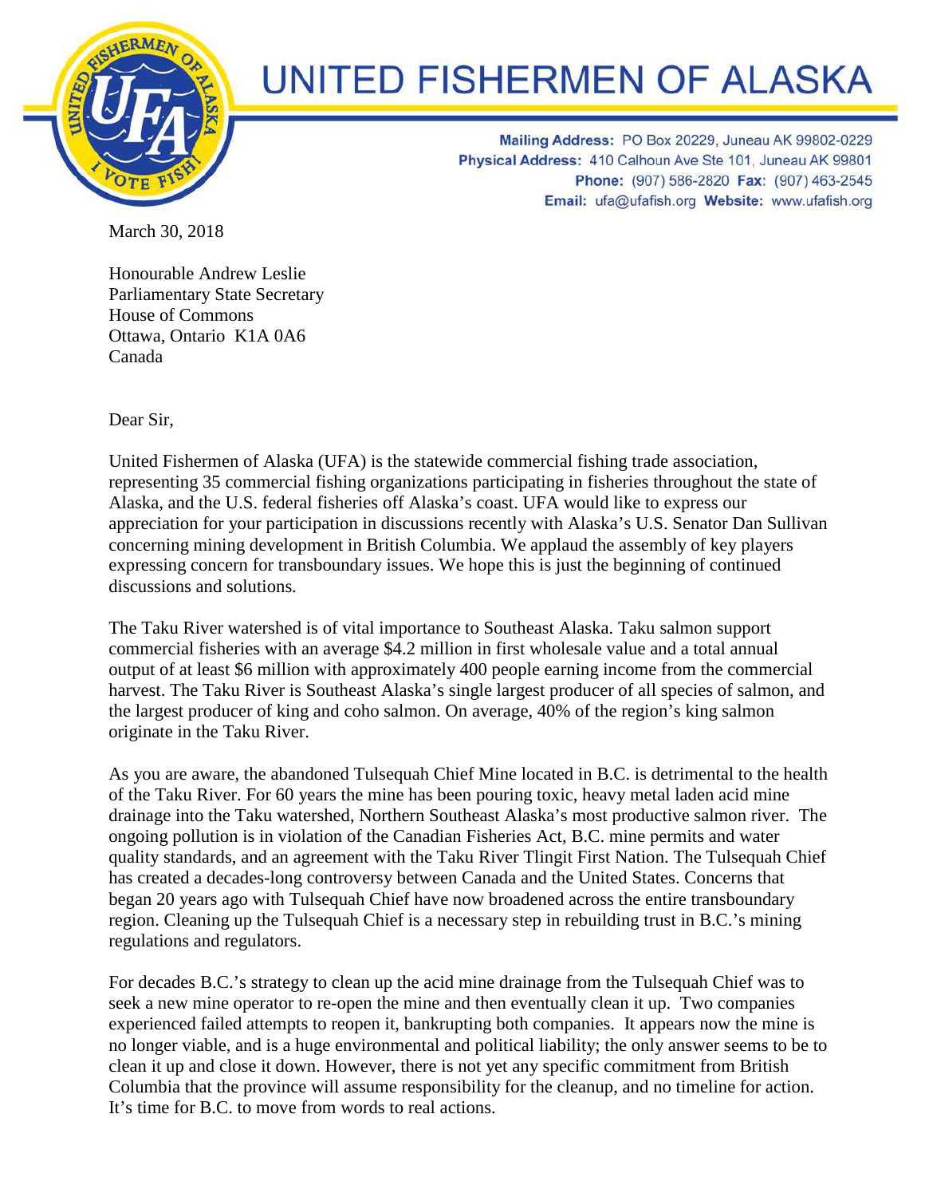# UNITED FISHERMEN OF ALASKA

**Mailing Address:** PO Box 20229, Juneau AK 99802-0229
**Physical Address:** 410 Calhoun Ave Ste 101, Juneau AK 99801
**Phone:** (907) 586-2820 **Fax:** (907) 463-2545
**Email:** ufa@ufafish.org **Website:** www.ufafish.org

March 30, 2018

Honourable Andrew Leslie
Parliamentary State Secretary
House of Commons
Ottawa, Ontario K1A 0A6
Canada

Dear Sir,

United Fishermen of Alaska (UFA) is the statewide commercial fishing trade association, representing 35 commercial fishing organizations participating in fisheries throughout the state of Alaska, and the U.S. federal fisheries off Alaska's coast. UFA would like to express our appreciation for your participation in discussions recently with Alaska's U.S. Senator Dan Sullivan concerning mining development in British Columbia. We applaud the assembly of key players expressing concern for transboundary issues. We hope this is just the beginning of continued discussions and solutions.

The Taku River watershed is of vital importance to Southeast Alaska. Taku salmon support commercial fisheries with an average $4.2 million in first wholesale value and a total annual output of at least $6 million with approximately 400 people earning income from the commercial harvest. The Taku River is Southeast Alaska's single largest producer of all species of salmon, and the largest producer of king and coho salmon. On average, 40% of the region's king salmon originate in the Taku River.

As you are aware, the abandoned Tulsequah Chief Mine located in B.C. is detrimental to the health of the Taku River. For 60 years the mine has been pouring toxic, heavy metal laden acid mine drainage into the Taku watershed, Northern Southeast Alaska's most productive salmon river. The ongoing pollution is in violation of the Canadian Fisheries Act, B.C. mine permits and water quality standards, and an agreement with the Taku River Tlingit First Nation. The Tulsequah Chief has created a decades-long controversy between Canada and the United States. Concerns that began 20 years ago with Tulsequah Chief have now broadened across the entire transboundary region. Cleaning up the Tulsequah Chief is a necessary step in rebuilding trust in B.C.'s mining regulations and regulators.

For decades B.C.'s strategy to clean up the acid mine drainage from the Tulsequah Chief was to seek a new mine operator to re-open the mine and then eventually clean it up. Two companies experienced failed attempts to reopen it, bankrupting both companies. It appears now the mine is no longer viable, and is a huge environmental and political liability; the only answer seems to be to clean it up and close it down. However, there is not yet any specific commitment from British Columbia that the province will assume responsibility for the cleanup, and no timeline for action. It's time for B.C. to move from words to real actions.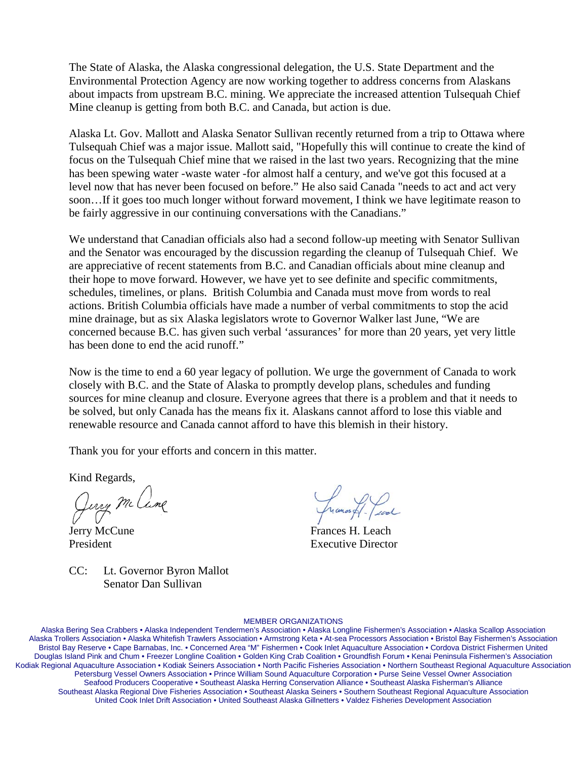The State of Alaska, the Alaska congressional delegation, the U.S. State Department and the Environmental Protection Agency are now working together to address concerns from Alaskans about impacts from upstream B.C. mining. We appreciate the increased attention Tulsequah Chief Mine cleanup is getting from both B.C. and Canada, but action is due.

Alaska Lt. Gov. Mallott and Alaska Senator Sullivan recently returned from a trip to Ottawa where Tulsequah Chief was a major issue. Mallott said, "Hopefully this will continue to create the kind of focus on the Tulsequah Chief mine that we raised in the last two years. Recognizing that the mine has been spewing water -waste water -for almost half a century, and we've got this focused at a level now that has never been focused on before." He also said Canada "needs to act and act very soon…If it goes too much longer without forward movement, I think we have legitimate reason to be fairly aggressive in our continuing conversations with the Canadians."

We understand that Canadian officials also had a second follow-up meeting with Senator Sullivan and the Senator was encouraged by the discussion regarding the cleanup of Tulsequah Chief. We are appreciative of recent statements from B.C. and Canadian officials about mine cleanup and their hope to move forward. However, we have yet to see definite and specific commitments, schedules, timelines, or plans. British Columbia and Canada must move from words to real actions. British Columbia officials have made a number of verbal commitments to stop the acid mine drainage, but as six Alaska legislators wrote to Governor Walker last June, "We are concerned because B.C. has given such verbal 'assurances' for more than 20 years, yet very little has been done to end the acid runoff."

Now is the time to end a 60 year legacy of pollution. We urge the government of Canada to work closely with B.C. and the State of Alaska to promptly develop plans, schedules and funding sources for mine cleanup and closure. Everyone agrees that there is a problem and that it needs to be solved, but only Canada has the means fix it. Alaskans cannot afford to lose this viable and renewable resource and Canada cannot afford to have this blemish in their history.

Thank you for your efforts and concern in this matter.

Kind Regards,

Jerry McCune
President

Frances H. Leach
Executive Director

CC: Lt. Governor Byron Mallot
Senator Dan Sullivan

MEMBER ORGANIZATIONS

Alaska Bering Sea Crabbers • Alaska Independent Tendermen's Association • Alaska Longline Fishermen's Association • Alaska Scallop Association
Alaska Trollers Association • Alaska Whitefish Trawlers Association • Armstrong Keta • At-sea Processors Association • Bristol Bay Fishermen's Association
Bristol Bay Reserve • Cape Barnabas, Inc. • Concerned Area "M" Fishermen • Cook Inlet Aquaculture Association • Cordova District Fishermen United
Douglas Island Pink and Chum • Freezer Longline Coalition • Golden King Crab Coalition • Groundfish Forum • Kenai Peninsula Fishermen's Association
Kodiak Regional Aquaculture Association • Kodiak Seiners Association • North Pacific Fisheries Association • Northern Southeast Regional Aquaculture Association
Petersburg Vessel Owners Association • Prince William Sound Aquaculture Corporation • Purse Seine Vessel Owner Association
Seafood Producers Cooperative • Southeast Alaska Herring Conservation Alliance • Southeast Alaska Fisherman's Alliance
Southeast Alaska Regional Dive Fisheries Association • Southeast Alaska Seiners • Southern Southeast Regional Aquaculture Association
United Cook Inlet Drift Association • United Southeast Alaska Gillnetters • Valdez Fisheries Development Association